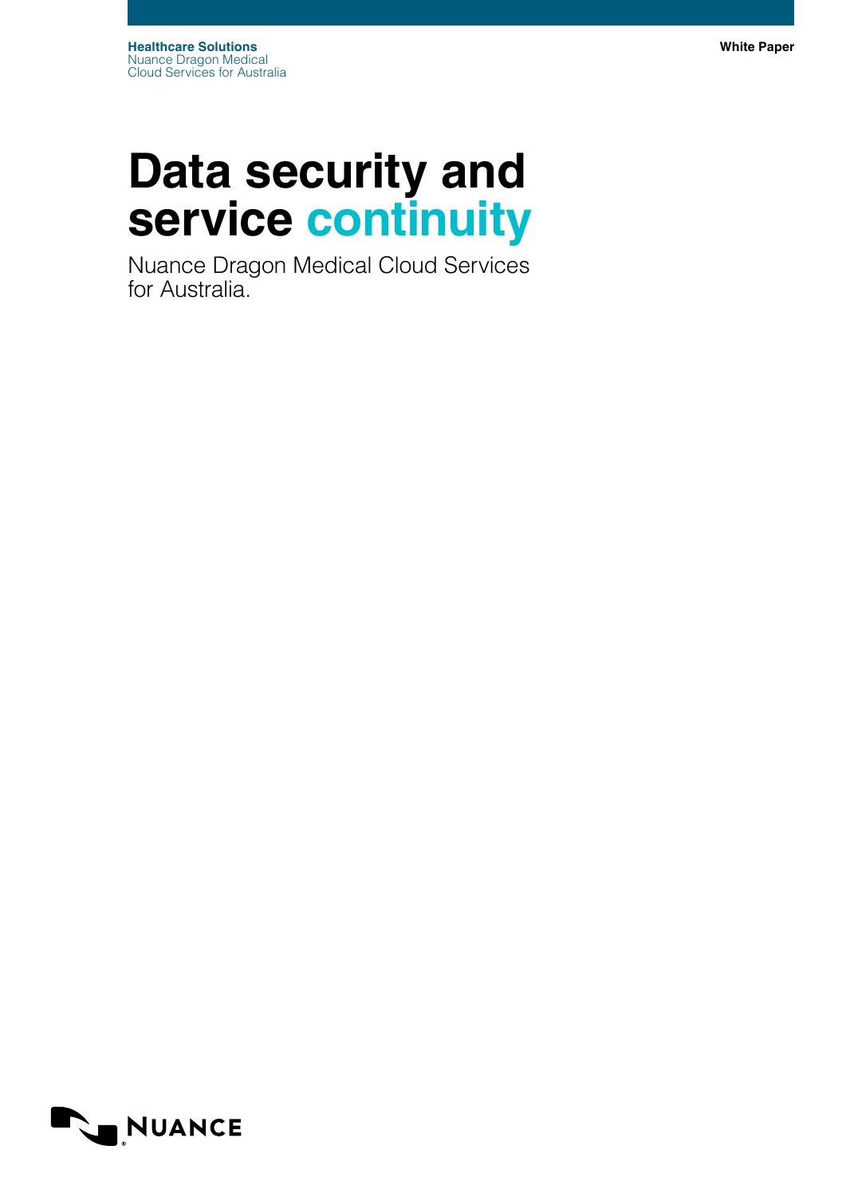**Healthcare Solutions**
Nuance Dragon Medical
Cloud Services for Australia

White Paper

# Data security and service continuity

Nuance Dragon Medical Cloud Services for Australia.

NUANCE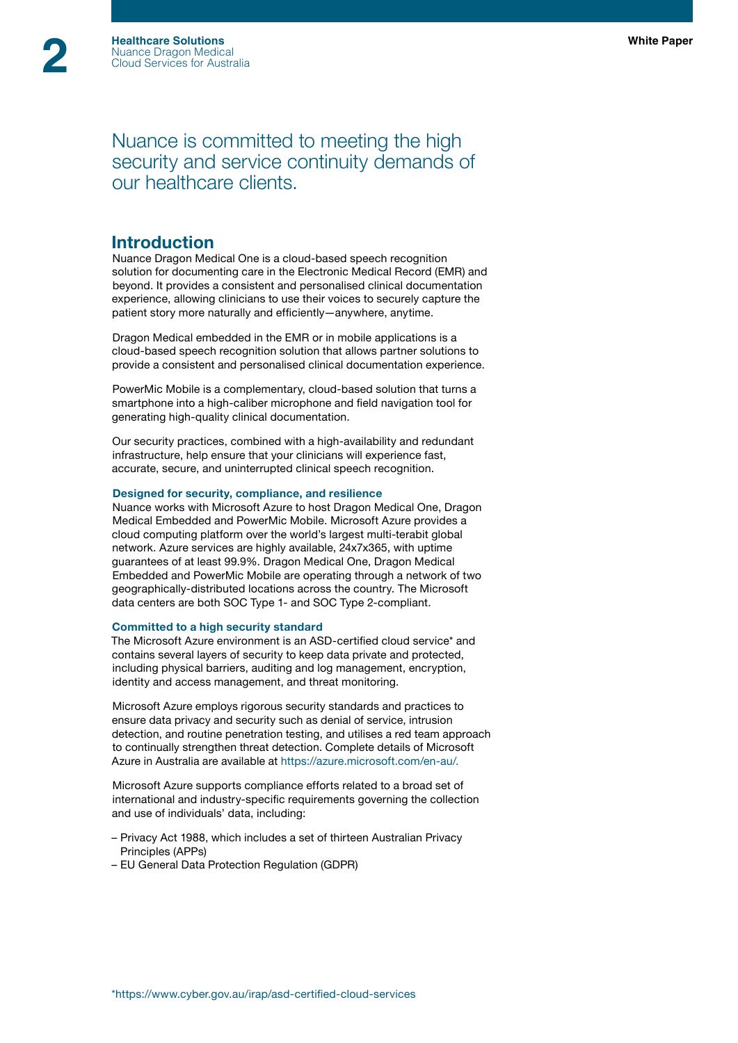Nuance is committed to meeting the high security and service continuity demands of our healthcare clients.

## Introduction

Nuance Dragon Medical One is a cloud-based speech recognition solution for documenting care in the Electronic Medical Record (EMR) and beyond. It provides a consistent and personalised clinical documentation experience, allowing clinicians to use their voices to securely capture the patient story more naturally and efficiently—anywhere, anytime.

Dragon Medical embedded in the EMR or in mobile applications is a cloud-based speech recognition solution that allows partner solutions to provide a consistent and personalised clinical documentation experience.

PowerMic Mobile is a complementary, cloud-based solution that turns a smartphone into a high-caliber microphone and field navigation tool for generating high-quality clinical documentation.

Our security practices, combined with a high-availability and redundant infrastructure, help ensure that your clinicians will experience fast, accurate, secure, and uninterrupted clinical speech recognition.

### Designed for security, compliance, and resilience

Nuance works with Microsoft Azure to host Dragon Medical One, Dragon Medical Embedded and PowerMic Mobile. Microsoft Azure provides a cloud computing platform over the world's largest multi-terabit global network. Azure services are highly available, 24x7x365, with uptime guarantees of at least 99.9%. Dragon Medical One, Dragon Medical Embedded and PowerMic Mobile are operating through a network of two geographically-distributed locations across the country. The Microsoft data centers are both SOC Type 1- and SOC Type 2-compliant.

### Committed to a high security standard

The Microsoft Azure environment is an ASD-certified cloud service* and contains several layers of security to keep data private and protected, including physical barriers, auditing and log management, encryption, identity and access management, and threat monitoring.

Microsoft Azure employs rigorous security standards and practices to ensure data privacy and security such as denial of service, intrusion detection, and routine penetration testing, and utilises a red team approach to continually strengthen threat detection. Complete details of Microsoft Azure in Australia are available at https://azure.microsoft.com/en-au/.

Microsoft Azure supports compliance efforts related to a broad set of international and industry-specific requirements governing the collection and use of individuals' data, including:

- Privacy Act 1988, which includes a set of thirteen Australian Privacy Principles (APPs)
- EU General Data Protection Regulation (GDPR)

*https://www.cyber.gov.au/irap/asd-certified-cloud-services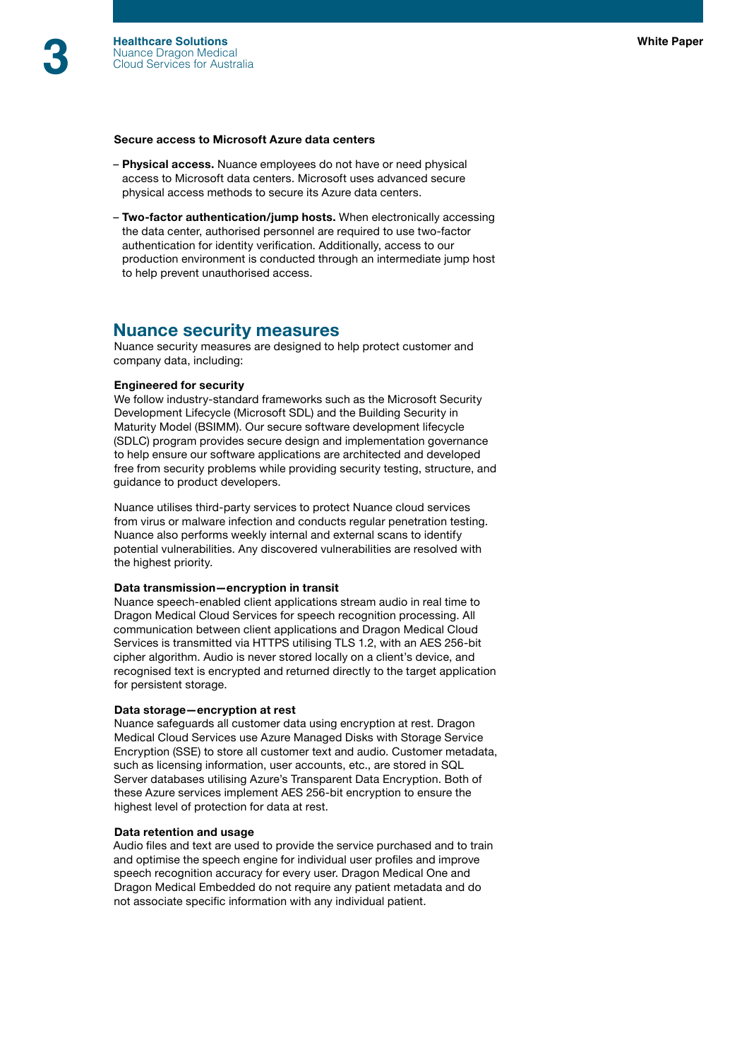### Secure access to Microsoft Azure data centers

- **Physical access.** Nuance employees do not have or need physical access to Microsoft data centers. Microsoft uses advanced secure physical access methods to secure its Azure data centers.
- **Two-factor authentication/jump hosts.** When electronically accessing the data center, authorised personnel are required to use two-factor authentication for identity verification. Additionally, access to our production environment is conducted through an intermediate jump host to help prevent unauthorised access.

## Nuance security measures

Nuance security measures are designed to help protect customer and company data, including:

### Engineered for security

We follow industry-standard frameworks such as the Microsoft Security Development Lifecycle (Microsoft SDL) and the Building Security in Maturity Model (BSIMM). Our secure software development lifecycle (SDLC) program provides secure design and implementation governance to help ensure our software applications are architected and developed free from security problems while providing security testing, structure, and guidance to product developers.

Nuance utilises third-party services to protect Nuance cloud services from virus or malware infection and conducts regular penetration testing. Nuance also performs weekly internal and external scans to identify potential vulnerabilities. Any discovered vulnerabilities are resolved with the highest priority.

### Data transmission—encryption in transit

Nuance speech-enabled client applications stream audio in real time to Dragon Medical Cloud Services for speech recognition processing. All communication between client applications and Dragon Medical Cloud Services is transmitted via HTTPS utilising TLS 1.2, with an AES 256-bit cipher algorithm. Audio is never stored locally on a client's device, and recognised text is encrypted and returned directly to the target application for persistent storage.

### Data storage—encryption at rest

Nuance safeguards all customer data using encryption at rest. Dragon Medical Cloud Services use Azure Managed Disks with Storage Service Encryption (SSE) to store all customer text and audio. Customer metadata, such as licensing information, user accounts, etc., are stored in SQL Server databases utilising Azure's Transparent Data Encryption. Both of these Azure services implement AES 256-bit encryption to ensure the highest level of protection for data at rest.

### Data retention and usage

Audio files and text are used to provide the service purchased and to train and optimise the speech engine for individual user profiles and improve speech recognition accuracy for every user. Dragon Medical One and Dragon Medical Embedded do not require any patient metadata and do not associate specific information with any individual patient.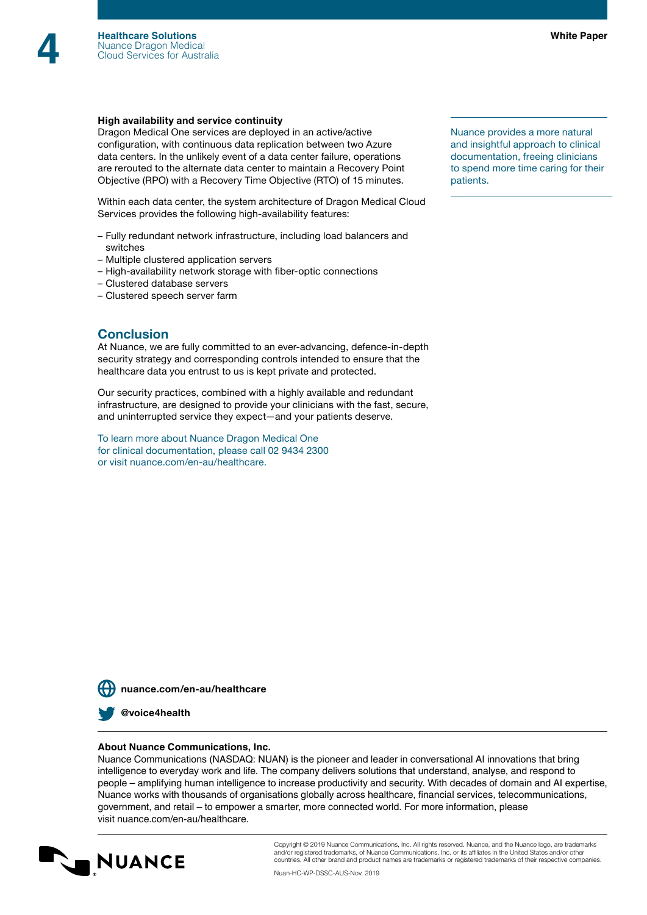### High availability and service continuity

Dragon Medical One services are deployed in an active/active configuration, with continuous data replication between two Azure data centers. In the unlikely event of a data center failure, operations are rerouted to the alternate data center to maintain a Recovery Point Objective (RPO) with a Recovery Time Objective (RTO) of 15 minutes.

Within each data center, the system architecture of Dragon Medical Cloud Services provides the following high-availability features:

- Fully redundant network infrastructure, including load balancers and switches
- Multiple clustered application servers
- High-availability network storage with fiber-optic connections
- Clustered database servers
- Clustered speech server farm

Nuance provides a more natural and insightful approach to clinical documentation, freeing clinicians to spend more time caring for their patients.

## Conclusion

At Nuance, we are fully committed to an ever-advancing, defence-in-depth security strategy and corresponding controls intended to ensure that the healthcare data you entrust to us is kept private and protected.

Our security practices, combined with a highly available and redundant infrastructure, are designed to provide your clinicians with the fast, secure, and uninterrupted service they expect—and your patients deserve.

To learn more about Nuance Dragon Medical One for clinical documentation, please call 02 9434 2300 or visit nuance.com/en-au/healthcare.

**nuance.com/en-au/healthcare**

**@voice4health**

**About Nuance Communications, Inc.**

Nuance Communications (NASDAQ: NUAN) is the pioneer and leader in conversational AI innovations that bring intelligence to everyday work and life. The company delivers solutions that understand, analyse, and respond to people – amplifying human intelligence to increase productivity and security. With decades of domain and AI expertise, Nuance works with thousands of organisations globally across healthcare, financial services, telecommunications, government, and retail – to empower a smarter, more connected world. For more information, please visit nuance.com/en-au/healthcare.

Copyright © 2019 Nuance Communications, Inc. All rights reserved. Nuance, and the Nuance logo, are trademarks and/or registered trademarks, of Nuance Communications, Inc. or its affiliates in the United States and/or other countries. All other brand and product names are trademarks or registered trademarks of their respective companies.

Nuan-HC-WP-DSSC-AUS-Nov. 2019